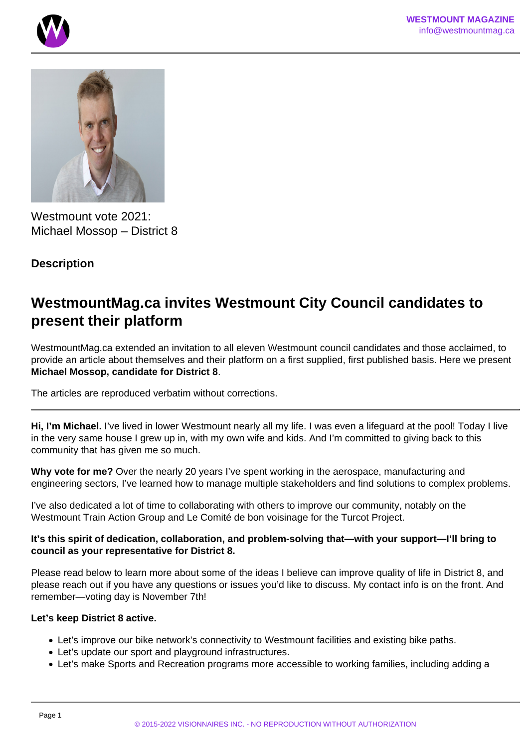Westmount vote 2021:
Michael Mossop – District 8

**Description**

## WestmountMag.ca invites Westmount City Council candidates to present their platform

WestmountMag.ca extended an invitation to all eleven Westmount council candidates and those acclaimed, to provide an article about themselves and their platform on a first supplied, first published basis. Here we present **Michael Mossop, candidate for District 8**.

The articles are reproduced verbatim without corrections.

---

**Hi, I'm Michael.** I've lived in lower Westmount nearly all my life. I was even a lifeguard at the pool! Today I live in the very same house I grew up in, with my own wife and kids. And I'm committed to giving back to this community that has given me so much.

**Why vote for me?** Over the nearly 20 years I've spent working in the aerospace, manufacturing and engineering sectors, I've learned how to manage multiple stakeholders and find solutions to complex problems.

I've also dedicated a lot of time to collaborating with others to improve our community, notably on the Westmount Train Action Group and Le Comité de bon voisinage for the Turcot Project.

**It's this spirit of dedication, collaboration, and problem-solving that—with your support—I'll bring to council as your representative for District 8.**

Please read below to learn more about some of the ideas I believe can improve quality of life in District 8, and please reach out if you have any questions or issues you'd like to discuss. My contact info is on the front. And remember—voting day is November 7th!

**Let's keep District 8 active.**

- Let's improve our bike network's connectivity to Westmount facilities and existing bike paths.
- Let's update our sport and playground infrastructures.
- Let's make Sports and Recreation programs more accessible to working families, including adding a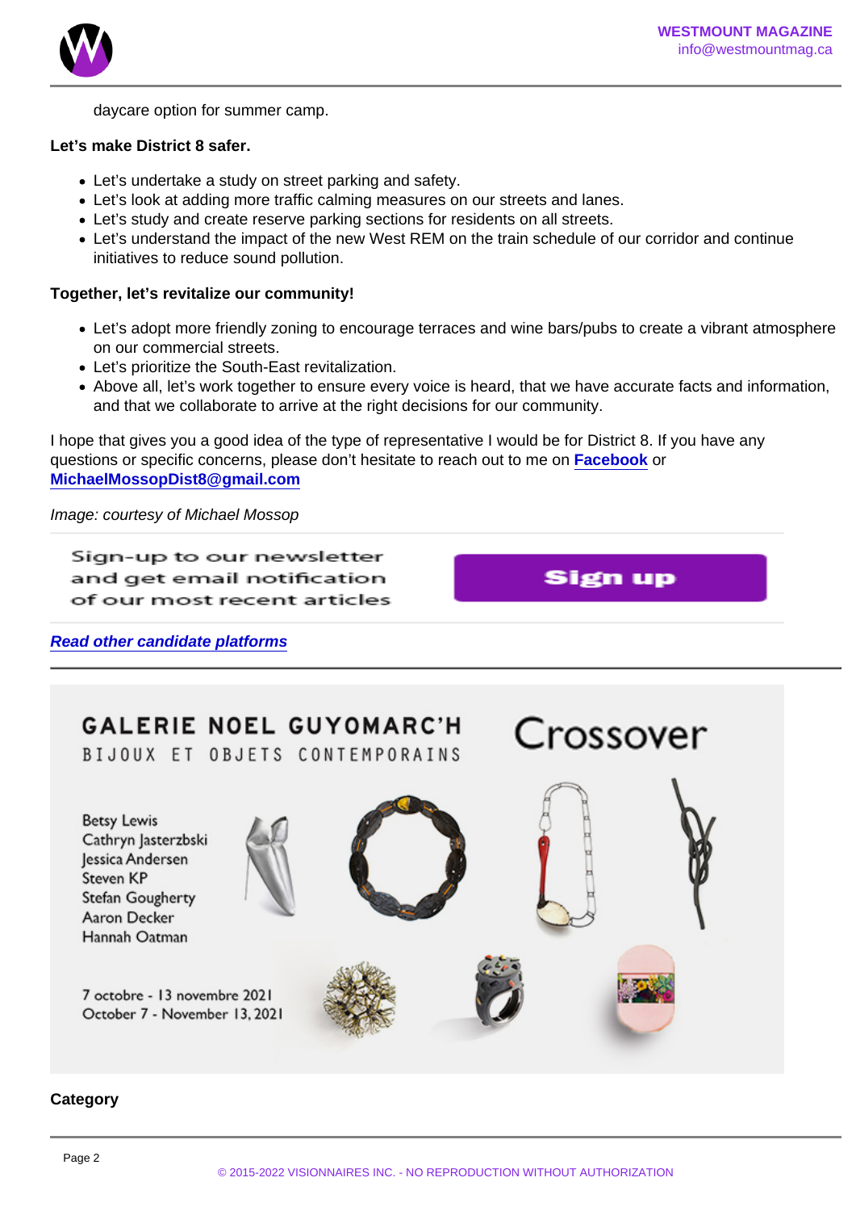daycare option for summer camp.

**Let's make District 8 safer.**

- Let's undertake a study on street parking and safety.
- Let's look at adding more traffic calming measures on our streets and lanes.
- Let's study and create reserve parking sections for residents on all streets.
- Let's understand the impact of the new West REM on the train schedule of our corridor and continue initiatives to reduce sound pollution.

**Together, let's revitalize our community!**

- Let's adopt more friendly zoning to encourage terraces and wine bars/pubs to create a vibrant atmosphere on our commercial streets.
- Let's prioritize the South-East revitalization.
- Above all, let's work together to ensure every voice is heard, that we have accurate facts and information, and that we collaborate to arrive at the right decisions for our community.

I hope that gives you a good idea of the type of representative I would be for District 8. If you have any questions or specific concerns, please don't hesitate to reach out to me on **Facebook** or **MichaelMossopDist8@gmail.com**

*Image: courtesy of Michael Mossop*

Sign-up to our newsletter and get email notification of our most recent articles

Sign up

***Read other candidate platforms***

GALERIE NOEL GUYOMARC'H
BIJOUX ET OBJETS CONTEMPORAINS

Crossover

Betsy Lewis
Cathryn Jasterzbski
Jessica Andersen
Steven KP
Stefan Gougherty
Aaron Decker
Hannah Oatman

7 octobre - 13 novembre 2021
October 7 - November 13, 2021

**Category**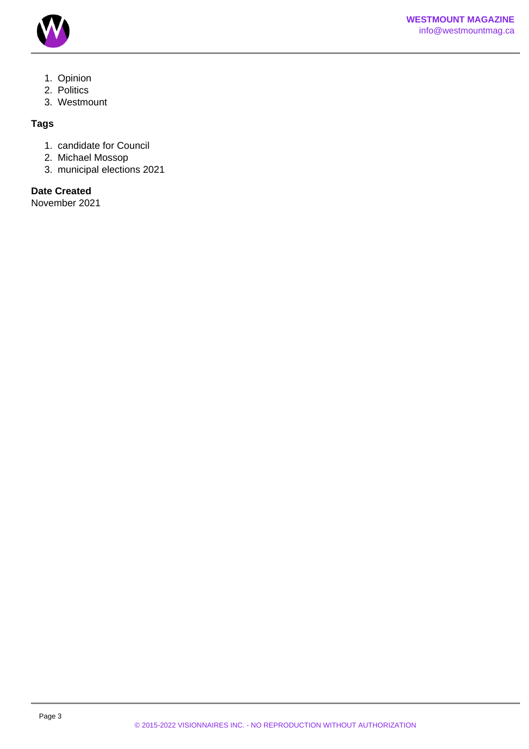1. Opinion
2. Politics
3. Westmount

**Tags**

1. candidate for Council
2. Michael Mossop
3. municipal elections 2021

**Date Created**
November 2021